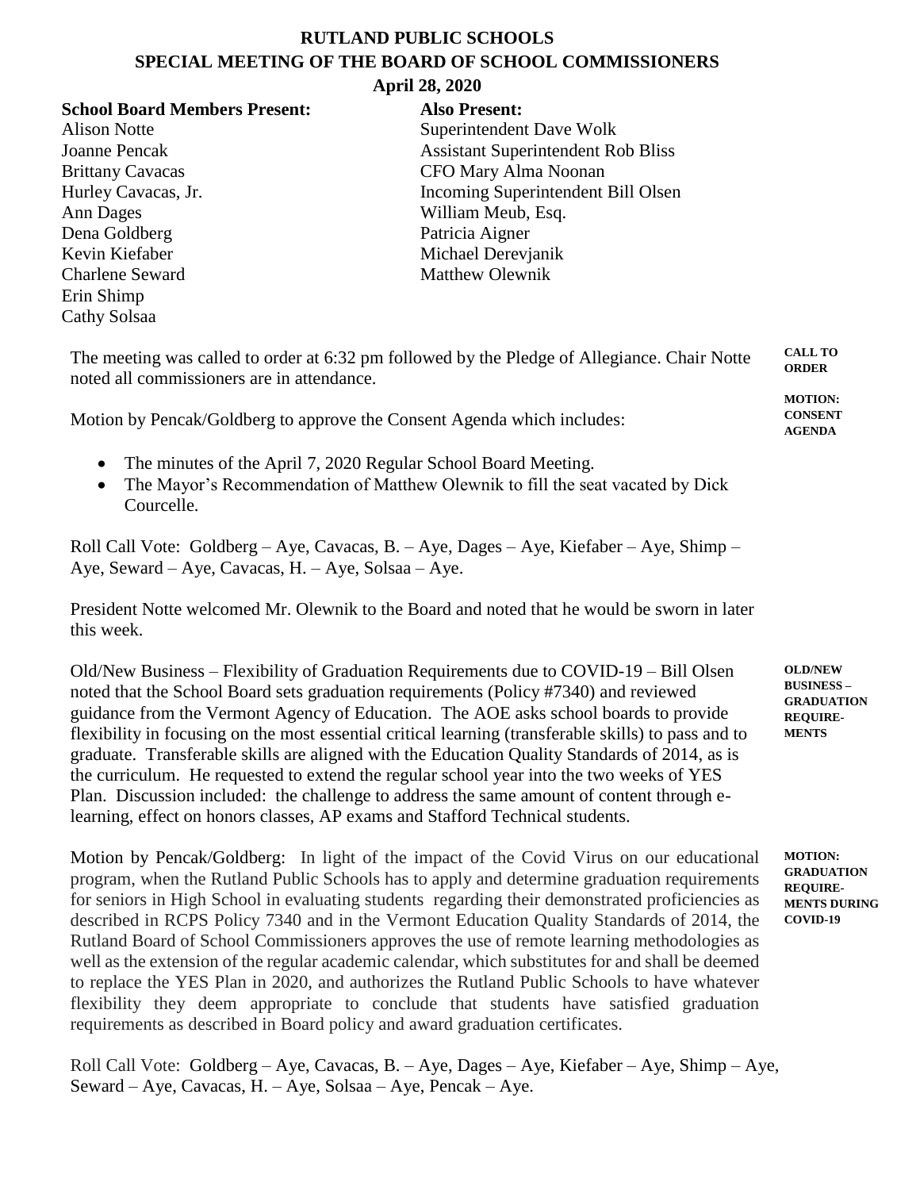# RUTLAND PUBLIC SCHOOLS
## SPECIAL MEETING OF THE BOARD OF SCHOOL COMMISSIONERS
### April 28, 2020

| **School Board Members Present:** | **Also Present:** |
|---|---|
| Alison Notte | Superintendent Dave Wolk |
| Joanne Pencak | Assistant Superintendent Rob Bliss |
| Brittany Cavacas | CFO Mary Alma Noonan |
| Hurley Cavacas, Jr. | Incoming Superintendent Bill Olsen |
| Ann Dages | William Meub, Esq. |
| Dena Goldberg | Patricia Aigner |
| Kevin Kiefaber | Michael Derevjanik |
| Charlene Seward | Matthew Olewnik |
| Erin Shimp | |
| Cathy Solsaa | |

**CALL TO ORDER**

The meeting was called to order at 6:32 pm followed by the Pledge of Allegiance. Chair Notte noted all commissioners are in attendance.

**MOTION: CONSENT AGENDA**

Motion by Pencak/Goldberg to approve the Consent Agenda which includes:

- The minutes of the April 7, 2020 Regular School Board Meeting.
- The Mayor's Recommendation of Matthew Olewnik to fill the seat vacated by Dick Courcelle.

Roll Call Vote: Goldberg – Aye, Cavacas, B. – Aye, Dages – Aye, Kiefaber – Aye, Shimp – Aye, Seward – Aye, Cavacas, H. – Aye, Solsaa – Aye.

President Notte welcomed Mr. Olewnik to the Board and noted that he would be sworn in later this week.

**OLD/NEW BUSINESS – GRADUATION REQUIREMENTS**

Old/New Business – Flexibility of Graduation Requirements due to COVID-19 – Bill Olsen noted that the School Board sets graduation requirements (Policy #7340) and reviewed guidance from the Vermont Agency of Education. The AOE asks school boards to provide flexibility in focusing on the most essential critical learning (transferable skills) to pass and to graduate. Transferable skills are aligned with the Education Quality Standards of 2014, as is the curriculum. He requested to extend the regular school year into the two weeks of YES Plan. Discussion included: the challenge to address the same amount of content through e-learning, effect on honors classes, AP exams and Stafford Technical students.

**MOTION: GRADUATION REQUIREMENTS DURING COVID-19**

Motion by Pencak/Goldberg: In light of the impact of the Covid Virus on our educational program, when the Rutland Public Schools has to apply and determine graduation requirements for seniors in High School in evaluating students regarding their demonstrated proficiencies as described in RCPS Policy 7340 and in the Vermont Education Quality Standards of 2014, the Rutland Board of School Commissioners approves the use of remote learning methodologies as well as the extension of the regular academic calendar, which substitutes for and shall be deemed to replace the YES Plan in 2020, and authorizes the Rutland Public Schools to have whatever flexibility they deem appropriate to conclude that students have satisfied graduation requirements as described in Board policy and award graduation certificates.

Roll Call Vote: Goldberg – Aye, Cavacas, B. – Aye, Dages – Aye, Kiefaber – Aye, Shimp – Aye, Seward – Aye, Cavacas, H. – Aye, Solsaa – Aye, Pencak – Aye.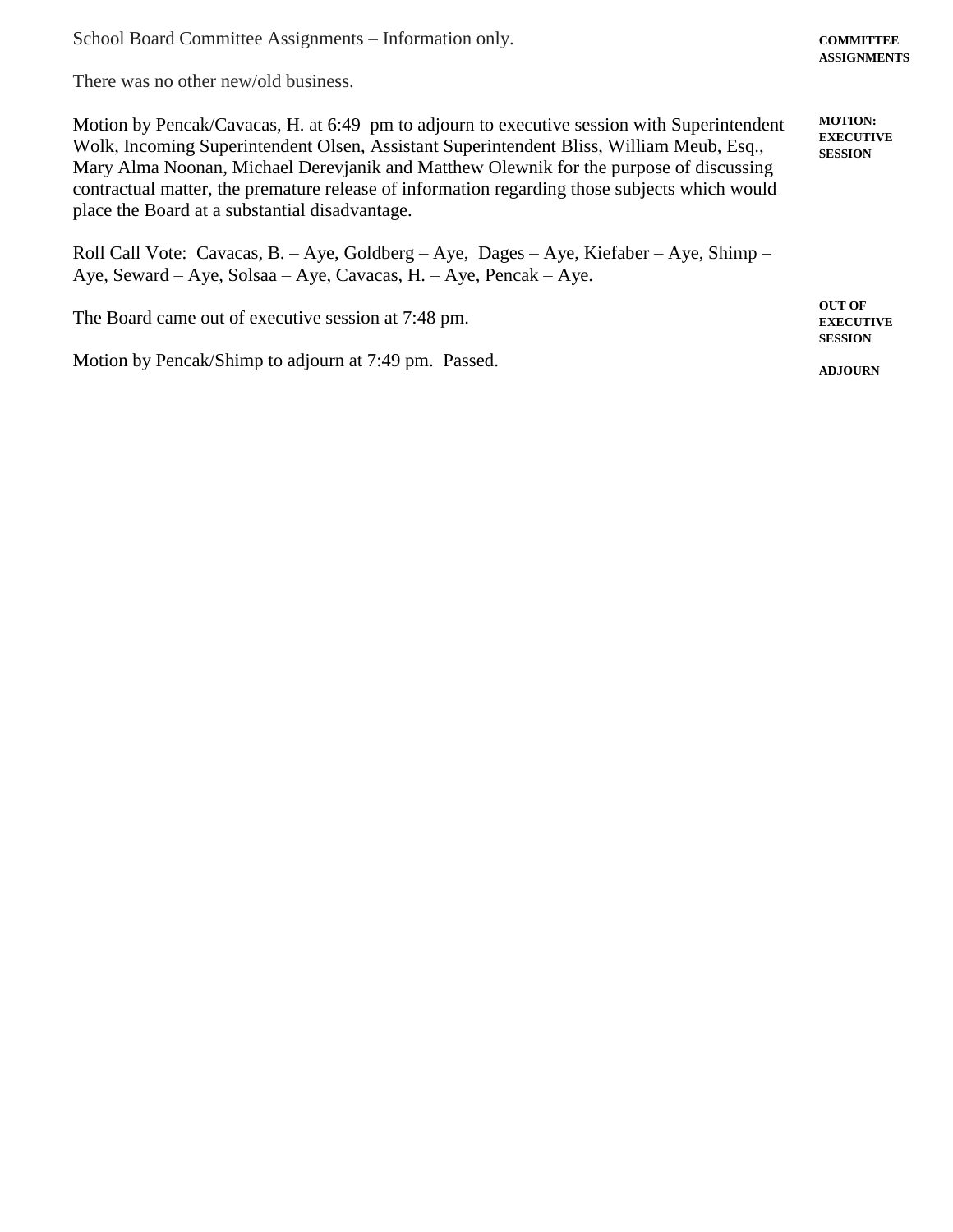School Board Committee Assignments – Information only.

**COMMITTEE ASSIGNMENTS**

There was no other new/old business.

**MOTION: EXECUTIVE SESSION**

Motion by Pencak/Cavacas, H. at 6:49 pm to adjourn to executive session with Superintendent Wolk, Incoming Superintendent Olsen, Assistant Superintendent Bliss, William Meub, Esq., Mary Alma Noonan, Michael Derevjanik and Matthew Olewnik for the purpose of discussing contractual matter, the premature release of information regarding those subjects which would place the Board at a substantial disadvantage.

Roll Call Vote: Cavacas, B. – Aye, Goldberg – Aye, Dages – Aye, Kiefaber – Aye, Shimp – Aye, Seward – Aye, Solsaa – Aye, Cavacas, H. – Aye, Pencak – Aye.

**OUT OF EXECUTIVE SESSION**

The Board came out of executive session at 7:48 pm.

**ADJOURN**

Motion by Pencak/Shimp to adjourn at 7:49 pm. Passed.